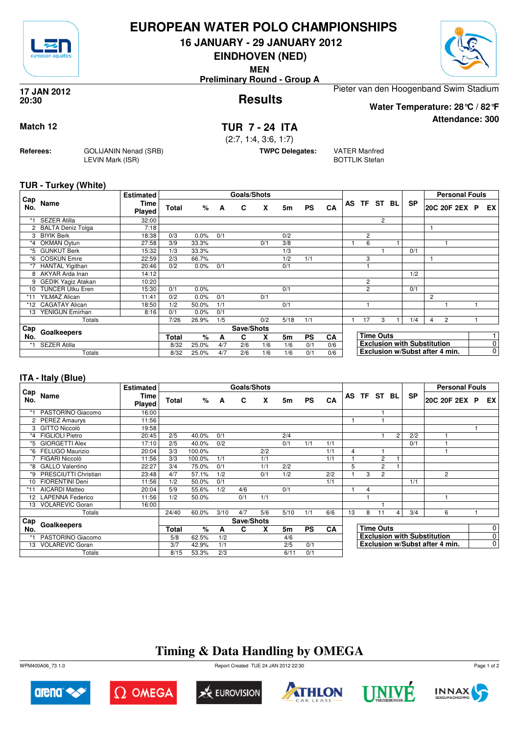# EUROPEAN WATER POLO CHAMPIONSHIPS

## 16 JANUARY - 29 JANUARY 2012

## EINDHOVEN (NED)

**MEN**

**Preliminary Round - Group A**

**17 JAN 2012**
**20:30**

Pieter van den Hoogenband Swim Stadium

## Results

**Water Temperature: 28°C / 82°F**

**Attendance: 300**

**Match 12**

## TUR 7 - 24 ITA

(2:7, 1:4, 3:6, 1:7)

**Referees:** GOLIJANIN Nenad (SRB), LEVIN Mark (ISR)

**TWPC Delegates:** VATER Manfred, BOTTLIK Stefan

### TUR - Turkey (White)

| Cap No. | Name | Estimated Time Played | Goals/Shots Total | % | A | C | X | 5m | PS | CA | AS | TF | ST | BL | SP | 20C | 20F | 2EX | P | EX |
|---|---|---|---|---|---|---|---|---|---|---|---|---|---|---|---|---|---|---|---|---|
| *1 | SEZER Atilla | 32:00 | | | | | | | | | | | 2 | | | | | | | |
| 2 | BALTA Deniz Tolga | 7:18 | | | | | | | | | | | | | | 1 | | | | |
| 3 | BIYIK Berk | 18:38 | 0/3 | 0.0% | 0/1 | | | 0/2 | | | | 2 | | | | | | | | |
| *4 | OKMAN Oytun | 27:58 | 3/9 | 33.3% | | | 0/1 | 3/8 | | | 1 | 6 | | 1 | | | 1 | | | |
| *5 | GUNKUT Berk | 15:32 | 1/3 | 33.3% | | | | 1/3 | | | | | 1 | | 0/1 | | | | | |
| *6 | COSKUN Emre | 22:59 | 2/3 | 66.7% | | | | 1/2 | 1/1 | | | 3 | | | | 1 | | | | |
| *7 | HANTAL Yigithan | 20:46 | 0/2 | 0.0% | 0/1 | | | 0/1 | | | | 1 | | | | | | | | |
| 8 | AKYAR Arda Inan | 14:12 | | | | | | | | | | | | | 1/2 | | | | | |
| 9 | GEDIK Yagiz Atakan | 10:20 | | | | | | | | | | 2 | | | | | | | | |
| 10 | TUNCER Utku Eren | 15:30 | 0/1 | 0.0% | | | | 0/1 | | | | 2 | | | 0/1 | | | | | |
| *11 | YILMAZ Alican | 11:41 | 0/2 | 0.0% | 0/1 | | 0/1 | | | | | | | | | 2 | | | | |
| *12 | CAGATAY Alican | 18:50 | 1/2 | 50.0% | 1/1 | | | 0/1 | | | | 1 | | | | | 1 | | 1 | |
| 13 | YENIGUN Emirhan | 8:16 | 0/1 | 0.0% | 0/1 | | | | | | | | | | | | | | | |
| | Totals | | 7/26 | 26.9% | 1/5 | | 0/2 | 5/18 | 1/1 | | 1 | 17 | 3 | 1 | 1/4 | 4 | 2 | | 1 | |

| Cap No. | Goalkeepers | Save/Shots Total | % | A | C | X | 5m | PS | CA |
|---|---|---|---|---|---|---|---|---|---|
| *1 | SEZER Atilla | 8/32 | 25.0% | 4/7 | 2/6 | 1/6 | 1/6 | 0/1 | 0/6 |
| | Totals | 8/32 | 25.0% | 4/7 | 2/6 | 1/6 | 1/6 | 0/1 | 0/6 |

| | |
|---|---|
| Time Outs | 1 |
| Exclusion with Substitution | 0 |
| Exclusion w/Subst after 4 min. | 0 |

### ITA - Italy (Blue)

| Cap No. | Name | Estimated Time Played | Goals/Shots Total | % | A | C | X | 5m | PS | CA | AS | TF | ST | BL | SP | 20C | 20F | 2EX | P | EX |
|---|---|---|---|---|---|---|---|---|---|---|---|---|---|---|---|---|---|---|---|---|
| *1 | PASTORINO Giacomo | 16:00 | | | | | | | | | | | 1 | | | | | | | |
| 2 | PEREZ Amaurys | 11:56 | | | | | | | | | 1 | | 1 | | | | | | | |
| 3 | GITTO Niccolò | 19:58 | | | | | | | | | | | | | | | | | 1 | |
| *4 | FIGLIOLI Pietro | 20:45 | 2/5 | 40.0% | 0/1 | | | 2/4 | | | | | 1 | 2 | 2/2 | | 1 | | | |
| *5 | GIORGETTI Alex | 17:10 | 2/5 | 40.0% | 0/2 | | | 0/1 | 1/1 | 1/1 | | | | | 0/1 | | 1 | | | |
| *6 | FELUGO Maurizio | 20:04 | 3/3 | 100.0% | | | 2/2 | | | 1/1 | 4 | | 1 | | | | 1 | | | |
| 7 | FIGARI Niccolò | 11:56 | 3/3 | 100.0% | 1/1 | | 1/1 | | | 1/1 | 1 | | 2 | 1 | | | | | | |
| *8 | GALLO Valentino | 22:27 | 3/4 | 75.0% | 0/1 | | 1/1 | 2/2 | | | 5 | | 2 | 1 | | | | | | |
| *9 | PRESCIUTTI Christian | 23:48 | 4/7 | 57.1% | 1/2 | | 0/1 | 1/2 | | 2/2 | 1 | 3 | 2 | | | | 2 | | | |
| 10 | FIORENTINI Deni | 11:56 | 1/2 | 50.0% | 0/1 | | | | | 1/1 | | | | | 1/1 | | | | | |
| *11 | AICARDI Matteo | 20:04 | 5/9 | 55.6% | 1/2 | 4/6 | | 0/1 | | | 1 | 4 | | | | | | | | |
| 12 | LAPENNA Federico | 11:56 | 1/2 | 50.0% | | 0/1 | 1/1 | | | | | 1 | | | | | 1 | | | |
| 13 | VOLAREVIC Goran | 16:00 | | | | | | | | | | | 1 | | | | | | | |
| | Totals | | 24/40 | 60.0% | 3/10 | 4/7 | 5/6 | 5/10 | 1/1 | 6/6 | 13 | 8 | 11 | 4 | 3/4 | | 6 | | 1 | |

| Cap No. | Goalkeepers | Save/Shots Total | % | A | C | X | 5m | PS | CA |
|---|---|---|---|---|---|---|---|---|---|
| *1 | PASTORINO Giacomo | 5/8 | 62.5% | 1/2 | | | 4/6 | | |
| 13 | VOLAREVIC Goran | 3/7 | 42.9% | 1/1 | | | 2/5 | 0/1 | |
| | Totals | 8/15 | 53.3% | 2/3 | | | 6/11 | 0/1 | |

| | |
|---|---|
| Time Outs | 0 |
| Exclusion with Substitution | 0 |
| Exclusion w/Subst after 4 min. | 0 |

## Timing & Data Handling by OMEGA

WPM400A06_73 1.0 Report Created TUE 24 JAN 2012 22:30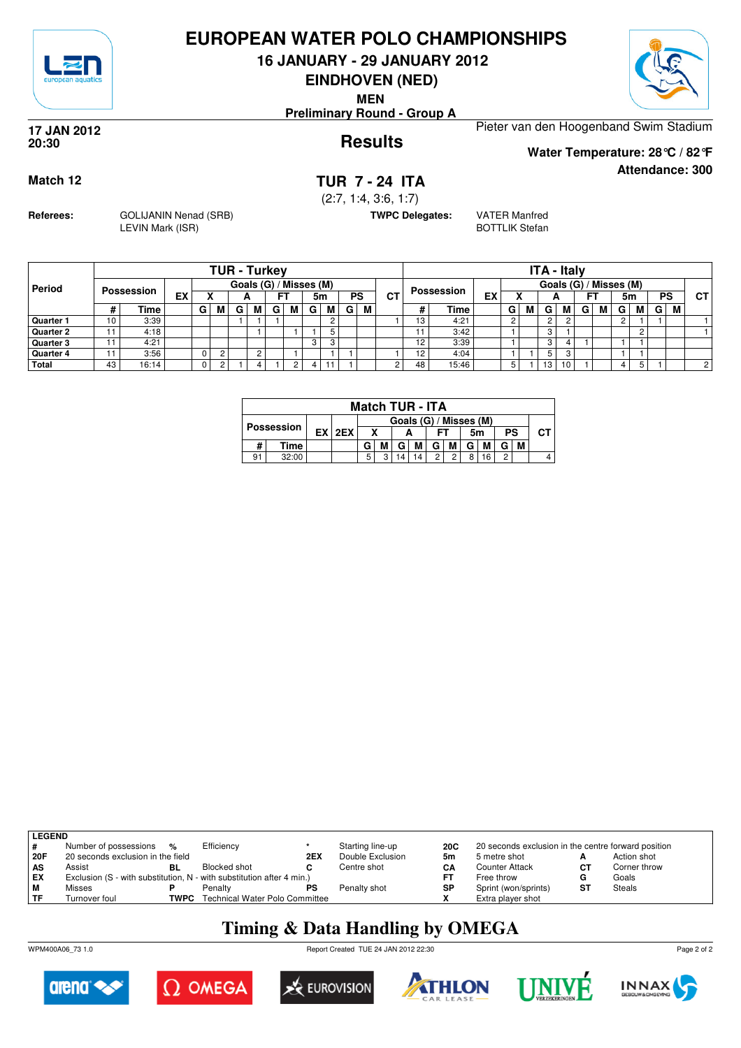# EUROPEAN WATER POLO CHAMPIONSHIPS

**16 JANUARY - 29 JANUARY 2012**

**EINDHOVEN (NED)**

**MEN**

**Preliminary Round - Group A**

**17 JAN 2012**
**20:30**

## Results

Pieter van den Hoogenband Swim Stadium

**Water Temperature: 28°C / 82°F**

**Attendance: 300**

**Match 12**

**TUR 7 - 24 ITA**

(2:7, 1:4, 3:6, 1:7)

**Referees:** GOLIJANIN Nenad (SRB), LEVIN Mark (ISR)

**TWPC Delegates:** VATER Manfred, BOTTLIK Stefan

| Period | TUR - Turkey | | | | | | | | | | | | | | | | ITA - Italy | | | | | | | | | | | | | | | |
|---|---|---|---|---|---|---|---|---|---|---|---|---|---|---|---|---|---|---|---|---|---|---|---|---|---|---|---|---|---|---|---|---|
| | Possession | | EX | Goals (G) / Misses (M) | | | | | | | | | | | CT | Possession | | EX | Goals (G) / Misses (M) | | | | | | | | | | | CT |
| | | | | X | | A | | FT | | 5m | | PS | | | | | | | X | | A | | FT | | 5m | | PS | | | |
| | # | Time | | G | M | G | M | G | M | G | M | G | M | | # | Time | | G | M | G | M | G | M | G | M | G | M | |
| Quarter 1 | 10 | 3:39 | | | | 1 | 1 | 1 | | | 2 | | | 1 | 13 | 4:21 | | 2 | | 2 | 2 | | | 2 | 1 | 1 | | 1 |
| Quarter 2 | 11 | 4:18 | | | | | 1 | | 1 | 1 | 5 | | | | 11 | 3:42 | | 1 | | 3 | 1 | | | | 2 | | | 1 |
| Quarter 3 | 11 | 4:21 | | | | | | | | 3 | 3 | | | | 12 | 3:39 | | 1 | | 3 | 4 | 1 | | 1 | 1 | | | |
| Quarter 4 | 11 | 3:56 | | 0 | 2 | | 2 | | 1 | | 1 | 1 | | 1 | 12 | 4:04 | | 1 | 1 | 5 | 3 | | | 1 | 1 | | | |
| Total | 43 | 16:14 | | 0 | 2 | 1 | 4 | 1 | 2 | 4 | 11 | 1 | | 2 | 48 | 15:46 | | 5 | 1 | 13 | 10 | 1 | | 4 | 5 | 1 | | 2 |

| Match TUR - ITA | | | | | | | | | | | | | | |
|---|---|---|---|---|---|---|---|---|---|---|---|---|---|---|
| Possession | | EX | 2EX | Goals (G) / Misses (M) | | | | | | | | | | CT |
| | | | | X | | A | | FT | | 5m | | PS | | |
| # | Time | | | G | M | G | M | G | M | G | M | G | M | |
| 91 | 32:00 | | | 5 | 3 | 14 | 14 | 2 | 2 | 8 | 16 | 2 | | 4 |

**LEGEND**

| | | | | | | | |
|---|---|---|---|---|---|---|---|
| # | Number of possessions | % | Efficiency | * | Starting line-up | 20C | 20 seconds exclusion in the centre forward position |
| 20F | 20 seconds exclusion in the field | | | 2EX | Double Exclusion | 5m | 5 metre shot |
| AS | Assist | BL | Blocked shot | C | Centre shot | CA | Counter Attack |
| EX | Exclusion (S - with substitution, N - with substitution after 4 min.) | | | | | FT | Free throw |
| M | Misses | P | Penalty | PS | Penalty shot | SP | Sprint (won/sprints) |
| TF | Turnover foul | TWPC | Technical Water Polo Committee | | | X | Extra player shot |
| A | Action shot | CT | Corner throw | G | Goals | ST | Steals |

## Timing & Data Handling by OMEGA

WPM400A06_73 1.0 Report Created TUE 24 JAN 2012 22:30